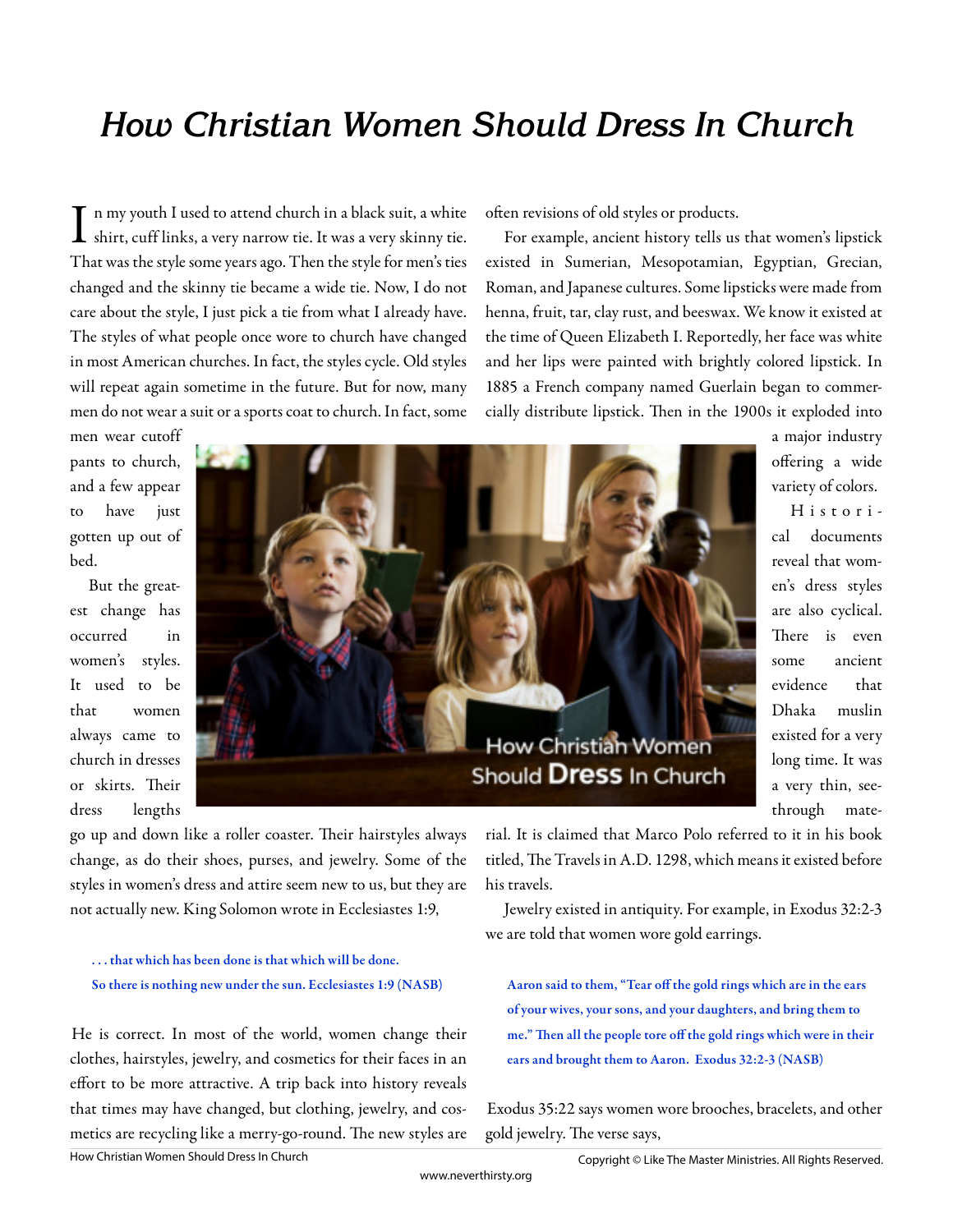# How Christian Women Should Dress In Church

In my youth I used to attend church in a black suit, a white shirt, cuff links, a very narrow tie. It was a very skinny tie. That was the style some years ago. Then the style for men's ties changed and the skinny tie became a wide tie. Now, I do not care about the style, I just pick a tie from what I already have. The styles of what people once wore to church have changed in most American churches. In fact, the styles cycle. Old styles will repeat again sometime in the future. But for now, many men do not wear a suit or a sports coat to church. In fact, some men wear cutoff pants to church, and a few appear to have just gotten up out of bed.

But the greatest change has occurred in women's styles. It used to be that women always came to church in dresses or skirts. Their dress lengths go up and down like a roller coaster. Their hairstyles always change, as do their shoes, purses, and jewelry. Some of the styles in women's dress and attire seem new to us, but they are not actually new. King Solomon wrote in Ecclesiastes 1:9,

> **. . . that which has been done is that which will be done. So there is nothing new under the sun. Ecclesiastes 1:9 (NASB)**

He is correct. In most of the world, women change their clothes, hairstyles, jewelry, and cosmetics for their faces in an effort to be more attractive. A trip back into history reveals that times may have changed, but clothing, jewelry, and cosmetics are recycling like a merry-go-round. The new styles are often revisions of old styles or products.

For example, ancient history tells us that women's lipstick existed in Sumerian, Mesopotamian, Egyptian, Grecian, Roman, and Japanese cultures. Some lipsticks were made from henna, fruit, tar, clay rust, and beeswax. We know it existed at the time of Queen Elizabeth I. Reportedly, her face was white and her lips were painted with brightly colored lipstick. In 1885 a French company named Guerlain began to commercially distribute lipstick. Then in the 1900s it exploded into a major industry offering a wide variety of colors.

Historical documents reveal that women's dress styles are also cyclical. There is even some ancient evidence that Dhaka muslin existed for a very long time. It was a very thin, see-through material. It is claimed that Marco Polo referred to it in his book titled, The Travels in A.D. 1298, which means it existed before his travels.

Jewelry existed in antiquity. For example, in Exodus 32:2-3 we are told that women wore gold earrings.

> **Aaron said to them, "Tear off the gold rings which are in the ears of your wives, your sons, and your daughters, and bring them to me." Then all the people tore off the gold rings which were in their ears and brought them to Aaron. Exodus 32:2-3 (NASB)**

Exodus 35:22 says women wore brooches, bracelets, and other gold jewelry. The verse says,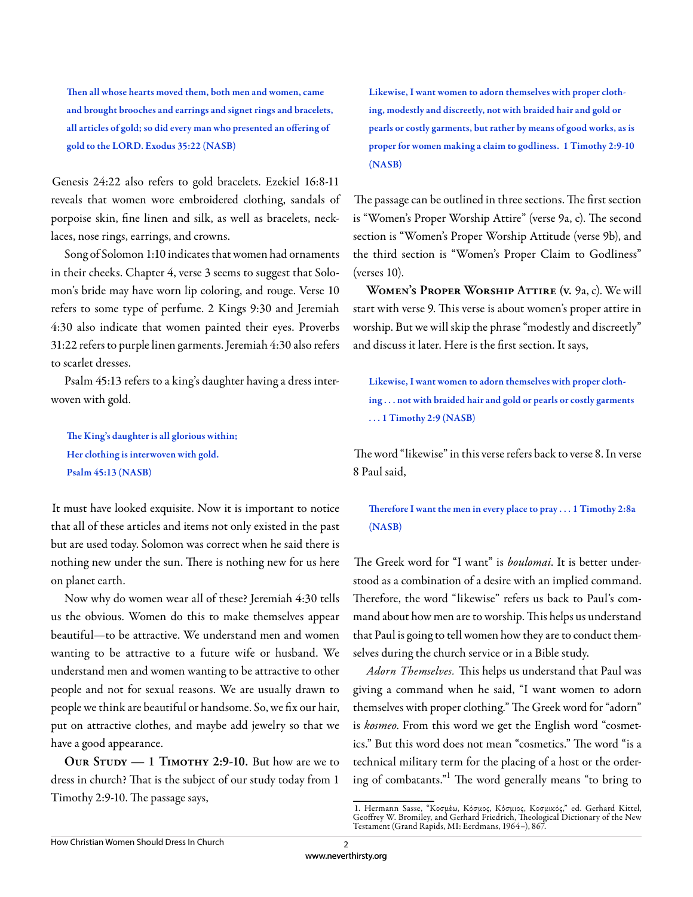**Then all whose hearts moved them, both men and women, came and brought brooches and earrings and signet rings and bracelets, all articles of gold; so did every man who presented an offering of gold to the LORD. Exodus 35:22 (NASB)**

Genesis 24:22 also refers to gold bracelets. Ezekiel 16:8-11 reveals that women wore embroidered clothing, sandals of porpoise skin, fine linen and silk, as well as bracelets, necklaces, nose rings, earrings, and crowns.

Song of Solomon 1:10 indicates that women had ornaments in their cheeks. Chapter 4, verse 3 seems to suggest that Solomon's bride may have worn lip coloring, and rouge. Verse 10 refers to some type of perfume. 2 Kings 9:30 and Jeremiah 4:30 also indicate that women painted their eyes. Proverbs 31:22 refers to purple linen garments. Jeremiah 4:30 also refers to scarlet dresses.

Psalm 45:13 refers to a king's daughter having a dress interwoven with gold.

**The King's daughter is all glorious within;**
**Her clothing is interwoven with gold.**
**Psalm 45:13 (NASB)**

It must have looked exquisite. Now it is important to notice that all of these articles and items not only existed in the past but are used today. Solomon was correct when he said there is nothing new under the sun. There is nothing new for us here on planet earth.

Now why do women wear all of these? Jeremiah 4:30 tells us the obvious. Women do this to make themselves appear beautiful—to be attractive. We understand men and women wanting to be attractive to a future wife or husband. We understand men and women wanting to be attractive to other people and not for sexual reasons. We are usually drawn to people we think are beautiful or handsome. So, we fix our hair, put on attractive clothes, and maybe add jewelry so that we have a good appearance.

**Our Study — 1 Timothy 2:9-10.** But how are we to dress in church? That is the subject of our study today from 1 Timothy 2:9-10. The passage says,

**Likewise, I want women to adorn themselves with proper clothing, modestly and discreetly, not with braided hair and gold or pearls or costly garments, but rather by means of good works, as is proper for women making a claim to godliness. 1 Timothy 2:9-10 (NASB)**

The passage can be outlined in three sections. The first section is "Women's Proper Worship Attire" (verse 9a, c). The second section is "Women's Proper Worship Attitude (verse 9b), and the third section is "Women's Proper Claim to Godliness" (verses 10).

**Women's Proper Worship Attire (v. 9a, c).** We will start with verse 9. This verse is about women's proper attire in worship. But we will skip the phrase "modestly and discreetly" and discuss it later. Here is the first section. It says,

**Likewise, I want women to adorn themselves with proper clothing . . . not with braided hair and gold or pearls or costly garments . . . 1 Timothy 2:9 (NASB)**

The word "likewise" in this verse refers back to verse 8. In verse 8 Paul said,

**Therefore I want the men in every place to pray . . . 1 Timothy 2:8a (NASB)**

The Greek word for "I want" is *boulomai*. It is better understood as a combination of a desire with an implied command. Therefore, the word "likewise" refers us back to Paul's command about how men are to worship. This helps us understand that Paul is going to tell women how they are to conduct themselves during the church service or in a Bible study.

*Adorn Themselves.* This helps us understand that Paul was giving a command when he said, "I want women to adorn themselves with proper clothing." The Greek word for "adorn" is *kosmeo*. From this word we get the English word "cosmetics." But this word does not mean "cosmetics." The word "is a technical military term for the placing of a host or the ordering of combatants."[1] The word generally means "to bring to

1. Hermann Sasse, "Κοσμέω, Κόσμος, Κόσμιος, Κοσμικός," ed. Gerhard Kittel, Geoffrey W. Bromiley, and Gerhard Friedrich, Theological Dictionary of the New Testament (Grand Rapids, MI: Eerdmans, 1964–), 867.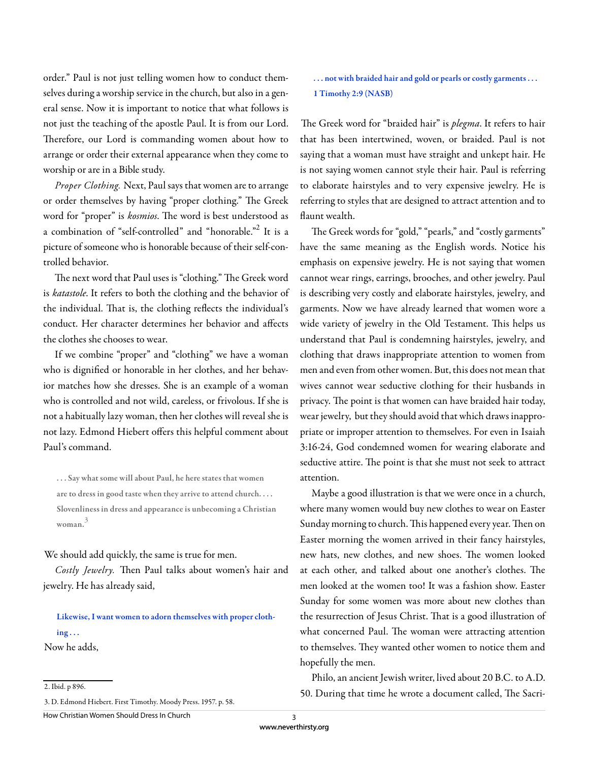order." Paul is not just telling women how to conduct themselves during a worship service in the church, but also in a general sense. Now it is important to notice that what follows is not just the teaching of the apostle Paul. It is from our Lord. Therefore, our Lord is commanding women about how to arrange or order their external appearance when they come to worship or are in a Bible study.

*Proper Clothing.* Next, Paul says that women are to arrange or order themselves by having "proper clothing." The Greek word for "proper" is *kosmios*. The word is best understood as a combination of "self-controlled" and "honorable."[2] It is a picture of someone who is honorable because of their self-controlled behavior.

The next word that Paul uses is "clothing." The Greek word is *katastole*. It refers to both the clothing and the behavior of the individual. That is, the clothing reflects the individual's conduct. Her character determines her behavior and affects the clothes she chooses to wear.

If we combine "proper" and "clothing" we have a woman who is dignified or honorable in her clothes, and her behavior matches how she dresses. She is an example of a woman who is controlled and not wild, careless, or frivolous. If she is not a habitually lazy woman, then her clothes will reveal she is not lazy. Edmond Hiebert offers this helpful comment about Paul's command.

> . . . Say what some will about Paul, he here states that women are to dress in good taste when they arrive to attend church. . . . Slovenliness in dress and appearance is unbecoming a Christian woman.[3]

We should add quickly, the same is true for men.

*Costly Jewelry.* Then Paul talks about women's hair and jewelry. He has already said,

> **Likewise, I want women to adorn themselves with proper clothing . . .**

Now he adds,

> **. . . not with braided hair and gold or pearls or costly garments . . .**
> **1 Timothy 2:9 (NASB)**

The Greek word for "braided hair" is *plegma*. It refers to hair that has been intertwined, woven, or braided. Paul is not saying that a woman must have straight and unkept hair. He is not saying women cannot style their hair. Paul is referring to elaborate hairstyles and to very expensive jewelry. He is referring to styles that are designed to attract attention and to flaunt wealth.

The Greek words for "gold," "pearls," and "costly garments" have the same meaning as the English words. Notice his emphasis on expensive jewelry. He is not saying that women cannot wear rings, earrings, brooches, and other jewelry. Paul is describing very costly and elaborate hairstyles, jewelry, and garments. Now we have already learned that women wore a wide variety of jewelry in the Old Testament. This helps us understand that Paul is condemning hairstyles, jewelry, and clothing that draws inappropriate attention to women from men and even from other women. But, this does not mean that wives cannot wear seductive clothing for their husbands in privacy. The point is that women can have braided hair today, wear jewelry, but they should avoid that which draws inappropriate or improper attention to themselves. For even in Isaiah 3:16-24, God condemned women for wearing elaborate and seductive attire. The point is that she must not seek to attract attention.

Maybe a good illustration is that we were once in a church, where many women would buy new clothes to wear on Easter Sunday morning to church. This happened every year. Then on Easter morning the women arrived in their fancy hairstyles, new hats, new clothes, and new shoes. The women looked at each other, and talked about one another's clothes. The men looked at the women too! It was a fashion show. Easter Sunday for some women was more about new clothes than the resurrection of Jesus Christ. That is a good illustration of what concerned Paul. The woman were attracting attention to themselves. They wanted other women to notice them and hopefully the men.

Philo, an ancient Jewish writer, lived about 20 B.C. to A.D. 50. During that time he wrote a document called, The Sacri-

---

2. Ibid. p 896.

3. D. Edmond Hiebert. First Timothy. Moody Press. 1957. p. 58.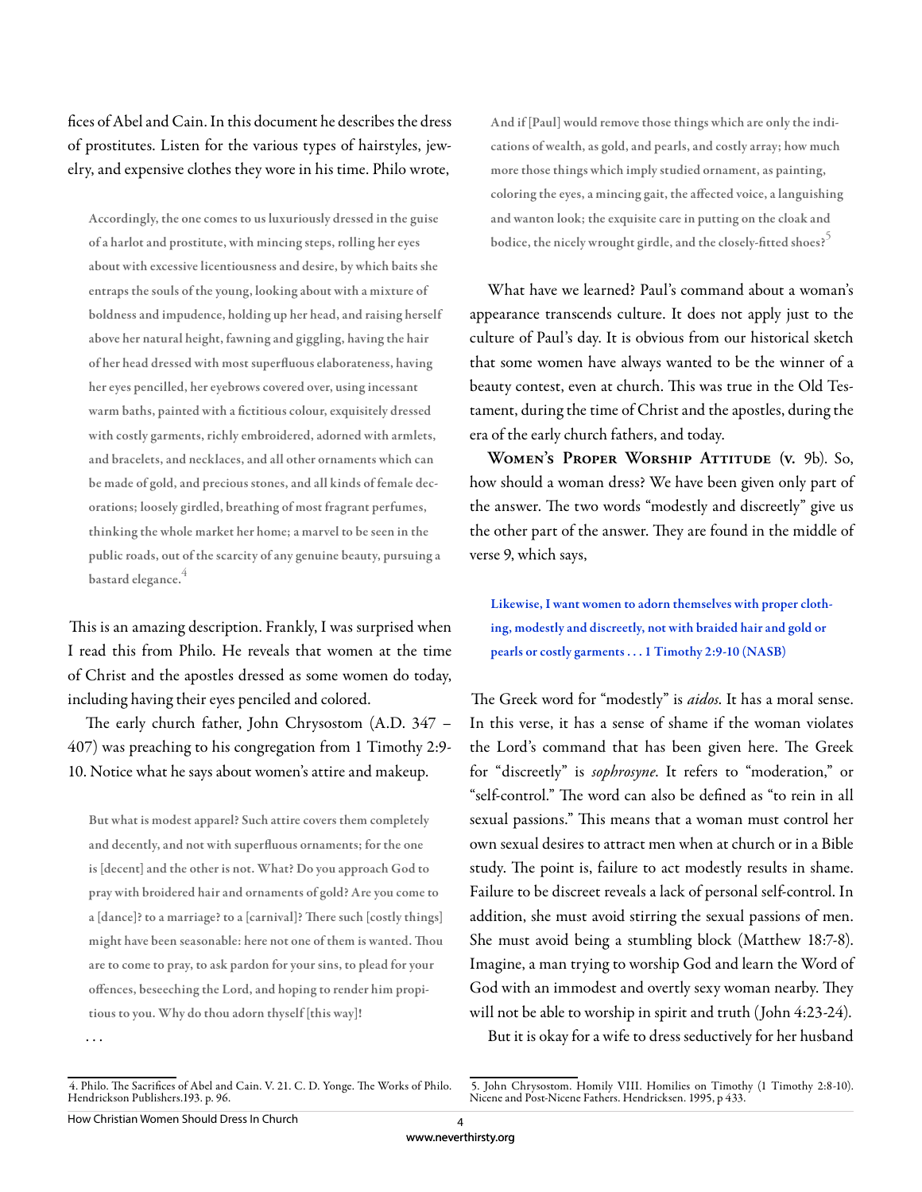fices of Abel and Cain. In this document he describes the dress of prostitutes. Listen for the various types of hairstyles, jewelry, and expensive clothes they wore in his time. Philo wrote,

> **Accordingly, the one comes to us luxuriously dressed in the guise of a harlot and prostitute, with mincing steps, rolling her eyes about with excessive licentiousness and desire, by which baits she entraps the souls of the young, looking about with a mixture of boldness and impudence, holding up her head, and raising herself above her natural height, fawning and giggling, having the hair of her head dressed with most superfluous elaborateness, having her eyes pencilled, her eyebrows covered over, using incessant warm baths, painted with a fictitious colour, exquisitely dressed with costly garments, richly embroidered, adorned with armlets, and bracelets, and necklaces, and all other ornaments which can be made of gold, and precious stones, and all kinds of female decorations; loosely girdled, breathing of most fragrant perfumes, thinking the whole market her home; a marvel to be seen in the public roads, out of the scarcity of any genuine beauty, pursuing a bastard elegance.**[4]

This is an amazing description. Frankly, I was surprised when I read this from Philo. He reveals that women at the time of Christ and the apostles dressed as some women do today, including having their eyes penciled and colored.

The early church father, John Chrysostom (A.D. 347 – 407) was preaching to his congregation from 1 Timothy 2:9-10. Notice what he says about women's attire and makeup.

> **But what is modest apparel? Such attire covers them completely and decently, and not with superfluous ornaments; for the one is [decent] and the other is not. What? Do you approach God to pray with broidered hair and ornaments of gold? Are you come to a [dance]? to a marriage? to a [carnival]? There such [costly things] might have been seasonable: here not one of them is wanted. Thou are to come to pray, to ask pardon for your sins, to plead for your offences, beseeching the Lord, and hoping to render him propitious to you. Why do thou adorn thyself [this way]!**
>
> . . .
>
> **And if [Paul] would remove those things which are only the indications of wealth, as gold, and pearls, and costly array; how much more those things which imply studied ornament, as painting, coloring the eyes, a mincing gait, the affected voice, a languishing and wanton look; the exquisite care in putting on the cloak and bodice, the nicely wrought girdle, and the closely-fitted shoes?**[5]

What have we learned? Paul's command about a woman's appearance transcends culture. It does not apply just to the culture of Paul's day. It is obvious from our historical sketch that some women have always wanted to be the winner of a beauty contest, even at church. This was true in the Old Testament, during the time of Christ and the apostles, during the era of the early church fathers, and today.

**Women's Proper Worship Attitude (v. 9b).** So, how should a woman dress? We have been given only part of the answer. The two words "modestly and discreetly" give us the other part of the answer. They are found in the middle of verse 9, which says,

> **Likewise, I want women to adorn themselves with proper clothing, modestly and discreetly, not with braided hair and gold or pearls or costly garments . . . 1 Timothy 2:9-10 (NASB)**

The Greek word for "modestly" is *aidos*. It has a moral sense. In this verse, it has a sense of shame if the woman violates the Lord's command that has been given here. The Greek for "discreetly" is *sophrosyne*. It refers to "moderation," or "self-control." The word can also be defined as "to rein in all sexual passions." This means that a woman must control her own sexual desires to attract men when at church or in a Bible study. The point is, failure to act modestly results in shame. Failure to be discreet reveals a lack of personal self-control. In addition, she must avoid stirring the sexual passions of men. She must avoid being a stumbling block (Matthew 18:7-8). Imagine, a man trying to worship God and learn the Word of God with an immodest and overtly sexy woman nearby. They will not be able to worship in spirit and truth (John 4:23-24).

But it is okay for a wife to dress seductively for her husband

---

4. Philo. The Sacrifices of Abel and Cain. V. 21. C. D. Yonge. The Works of Philo. Hendrickson Publishers.193. p. 96.

5. John Chrysostom. Homily VIII. Homilies on Timothy (1 Timothy 2:8-10). Nicene and Post-Nicene Fathers. Hendricksen. 1995, p 433.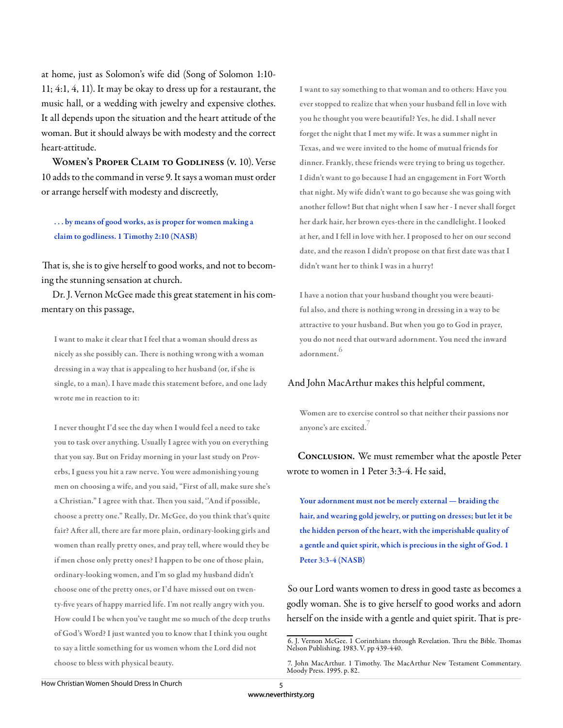at home, just as Solomon's wife did (Song of Solomon 1:10-11; 4:1, 4, 11). It may be okay to dress up for a restaurant, the music hall, or a wedding with jewelry and expensive clothes. It all depends upon the situation and the heart attitude of the woman. But it should always be with modesty and the correct heart-attitude.

**Women's Proper Claim to Godliness (v. 10).** Verse 10 adds to the command in verse 9. It says a woman must order or arrange herself with modesty and discreetly,

> **. . . by means of good works, as is proper for women making a claim to godliness. 1 Timothy 2:10 (NASB)**

That is, she is to give herself to good works, and not to becoming the stunning sensation at church.

Dr. J. Vernon McGee made this great statement in his commentary on this passage,

> **I want to make it clear that I feel that a woman should dress as nicely as she possibly can. There is nothing wrong with a woman dressing in a way that is appealing to her husband (or, if she is single, to a man). I have made this statement before, and one lady wrote me in reaction to it:**
>
> **I never thought I'd see the day when I would feel a need to take you to task over anything. Usually I agree with you on everything that you say. But on Friday morning in your last study on Proverbs, I guess you hit a raw nerve. You were admonishing young men on choosing a wife, and you said, "First of all, make sure she's a Christian." I agree with that. Then you said, ''And if possible, choose a pretty one." Really, Dr. McGee, do you think that's quite fair? After all, there are far more plain, ordinary-looking girls and women than really pretty ones, and pray tell, where would they be if men chose only pretty ones? I happen to be one of those plain, ordinary-looking women, and I'm so glad my husband didn't choose one of the pretty ones, or I'd have missed out on twenty-five years of happy married life. I'm not really angry with you. How could I be when you've taught me so much of the deep truths of God's Word? I just wanted you to know that I think you ought to say a little something for us women whom the Lord did not choose to bless with physical beauty.**
>
> **I want to say something to that woman and to others: Have you ever stopped to realize that when your husband fell in love with you he thought you were beautiful? Yes, he did. I shall never forget the night that I met my wife. It was a summer night in Texas, and we were invited to the home of mutual friends for dinner. Frankly, these friends were trying to bring us together. I didn't want to go because I had an engagement in Fort Worth that night. My wife didn't want to go because she was going with another fellow! But that night when I saw her - I never shall forget her dark hair, her brown eyes-there in the candlelight. I looked at her, and I fell in love with her. I proposed to her on our second date, and the reason I didn't propose on that first date was that I didn't want her to think I was in a hurry!**
>
> **I have a notion that your husband thought you were beautiful also, and there is nothing wrong in dressing in a way to be attractive to your husband. But when you go to God in prayer, you do not need that outward adornment. You need the inward adornment.[6]**

And John MacArthur makes this helpful comment,

> **Women are to exercise control so that neither their passions nor anyone's are excited.[7]**

**Conclusion.** We must remember what the apostle Peter wrote to women in 1 Peter 3:3-4. He said,

> **Your adornment must not be merely external — braiding the hair, and wearing gold jewelry, or putting on dresses; but let it be the hidden person of the heart, with the imperishable quality of a gentle and quiet spirit, which is precious in the sight of God. 1 Peter 3:3-4 (NASB)**

So our Lord wants women to dress in good taste as becomes a godly woman. She is to give herself to good works and adorn herself on the inside with a gentle and quiet spirit. That is pre-

---

6. J. Vernon McGee. 1 Corinthians through Revelation. Thru the Bible. Thomas Nelson Publishing. 1983. V. pp 439-440.

7. John MacArthur. 1 Timothy. The MacArthur New Testament Commentary. Moody Press. 1995. p. 82.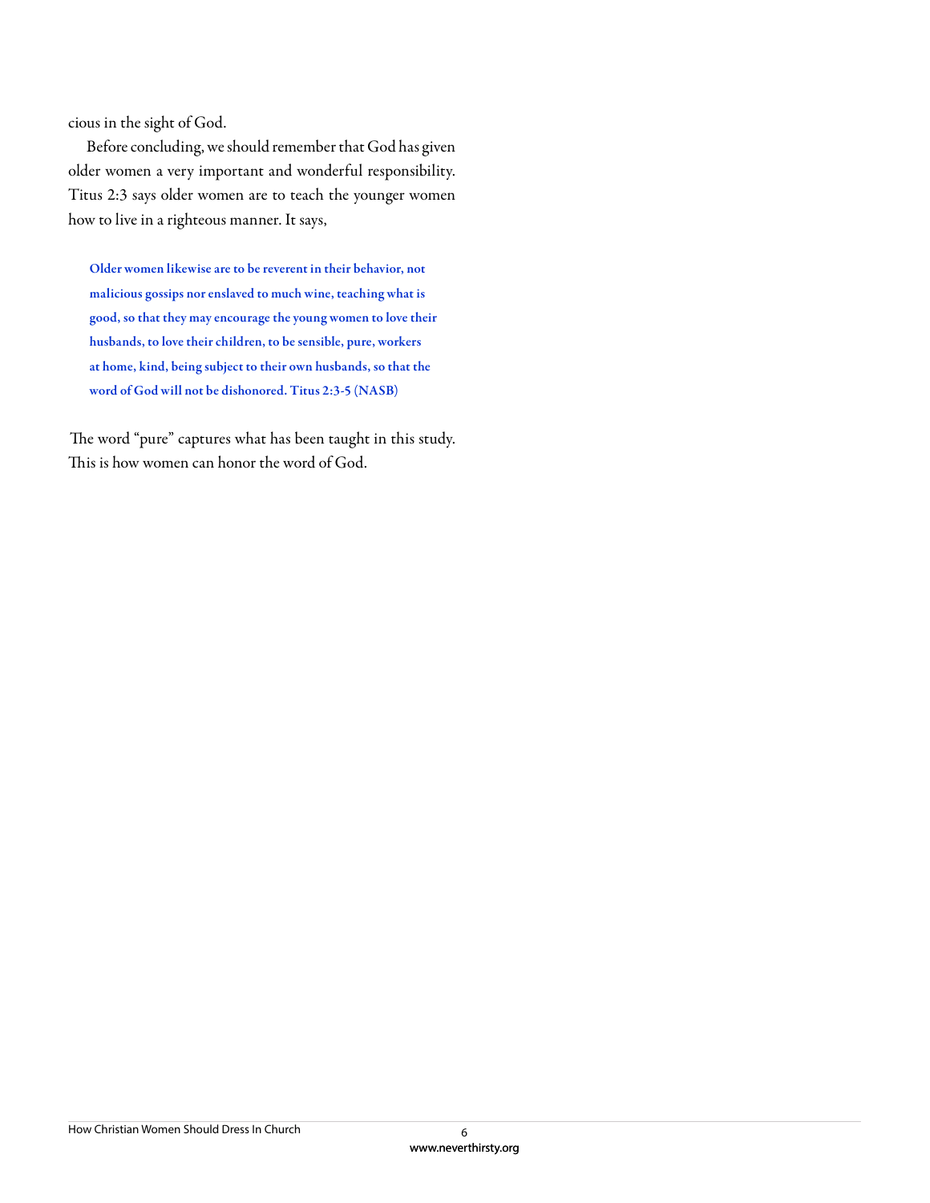cious in the sight of God.

Before concluding, we should remember that God has given older women a very important and wonderful responsibility. Titus 2:3 says older women are to teach the younger women how to live in a righteous manner. It says,

> **Older women likewise are to be reverent in their behavior, not malicious gossips nor enslaved to much wine, teaching what is good, so that they may encourage the young women to love their husbands, to love their children, to be sensible, pure, workers at home, kind, being subject to their own husbands, so that the word of God will not be dishonored. Titus 2:3-5 (NASB)**

The word "pure" captures what has been taught in this study. This is how women can honor the word of God.